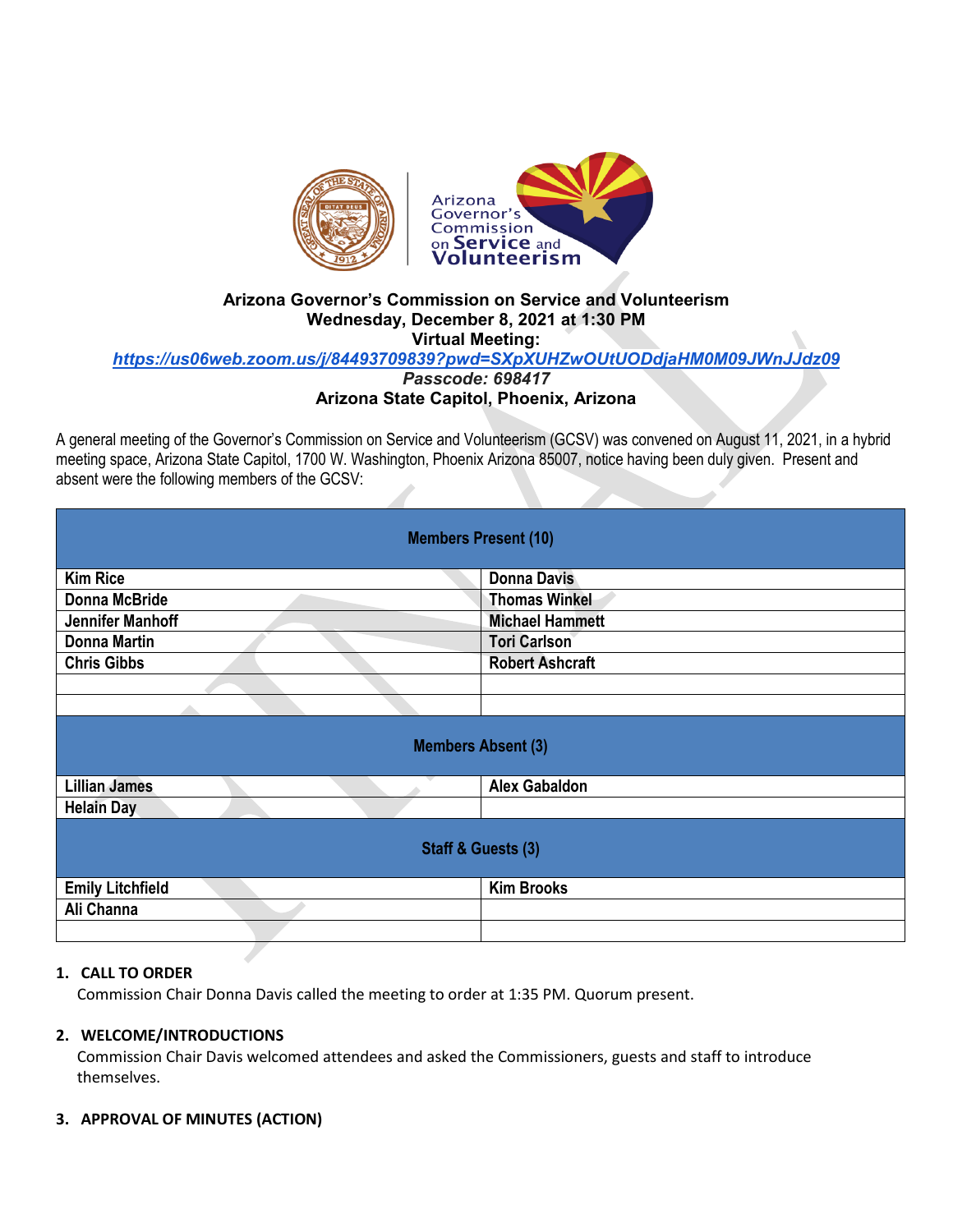**Arizona Governor's Commission on Service and Volunteerism**
**Wednesday, December 8, 2021 at 1:30 PM**
**Virtual Meeting:**
***https://us06web.zoom.us/j/84493709839?pwd=SXpXUHZwOUtUODdjaHM0M09JWnJJdz09***
***Passcode: 698417***
**Arizona State Capitol, Phoenix, Arizona**

A general meeting of the Governor's Commission on Service and Volunteerism (GCSV) was convened on August 11, 2021, in a hybrid meeting space, Arizona State Capitol, 1700 W. Washington, Phoenix Arizona 85007, notice having been duly given. Present and absent were the following members of the GCSV:

| Members Present (10) | |
|---|---|
| Kim Rice | Donna Davis |
| Donna McBride | Thomas Winkel |
| Jennifer Manhoff | Michael Hammett |
| Donna Martin | Tori Carlson |
| Chris Gibbs | Robert Ashcraft |
| | |
| | |
| **Members Absent (3)** | |
| Lillian James | Alex Gabaldon |
| Helain Day | |
| **Staff & Guests (3)** | |
| Emily Litchfield | Kim Brooks |
| Ali Channa | |
| | |

1. **CALL TO ORDER**
   Commission Chair Donna Davis called the meeting to order at 1:35 PM. Quorum present.

2. **WELCOME/INTRODUCTIONS**
   Commission Chair Davis welcomed attendees and asked the Commissioners, guests and staff to introduce themselves.

3. **APPROVAL OF MINUTES (ACTION)**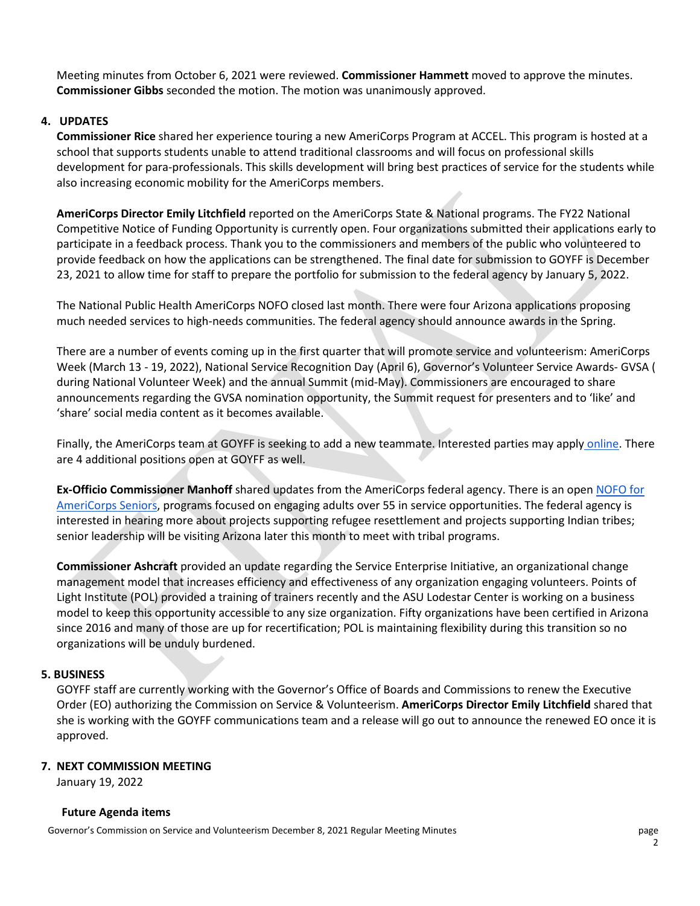Meeting minutes from October 6, 2021 were reviewed. **Commissioner Hammett** moved to approve the minutes. **Commissioner Gibbs** seconded the motion. The motion was unanimously approved.

## 4. UPDATES

**Commissioner Rice** shared her experience touring a new AmeriCorps Program at ACCEL. This program is hosted at a school that supports students unable to attend traditional classrooms and will focus on professional skills development for para-professionals. This skills development will bring best practices of service for the students while also increasing economic mobility for the AmeriCorps members.

**AmeriCorps Director Emily Litchfield** reported on the AmeriCorps State & National programs. The FY22 National Competitive Notice of Funding Opportunity is currently open. Four organizations submitted their applications early to participate in a feedback process. Thank you to the commissioners and members of the public who volunteered to provide feedback on how the applications can be strengthened. The final date for submission to GOYFF is December 23, 2021 to allow time for staff to prepare the portfolio for submission to the federal agency by January 5, 2022.

The National Public Health AmeriCorps NOFO closed last month. There were four Arizona applications proposing much needed services to high-needs communities. The federal agency should announce awards in the Spring.

There are a number of events coming up in the first quarter that will promote service and volunteerism: AmeriCorps Week (March 13 - 19, 2022), National Service Recognition Day (April 6), Governor's Volunteer Service Awards- GVSA ( during National Volunteer Week) and the annual Summit (mid-May). Commissioners are encouraged to share announcements regarding the GVSA nomination opportunity, the Summit request for presenters and to 'like' and 'share' social media content as it becomes available.

Finally, the AmeriCorps team at GOYFF is seeking to add a new teammate. Interested parties may apply online. There are 4 additional positions open at GOYFF as well.

**Ex-Officio Commissioner Manhoff** shared updates from the AmeriCorps federal agency. There is an open NOFO for AmeriCorps Seniors, programs focused on engaging adults over 55 in service opportunities. The federal agency is interested in hearing more about projects supporting refugee resettlement and projects supporting Indian tribes; senior leadership will be visiting Arizona later this month to meet with tribal programs.

**Commissioner Ashcraft** provided an update regarding the Service Enterprise Initiative, an organizational change management model that increases efficiency and effectiveness of any organization engaging volunteers. Points of Light Institute (POL) provided a training of trainers recently and the ASU Lodestar Center is working on a business model to keep this opportunity accessible to any size organization. Fifty organizations have been certified in Arizona since 2016 and many of those are up for recertification; POL is maintaining flexibility during this transition so no organizations will be unduly burdened.

## 5. BUSINESS

GOYFF staff are currently working with the Governor's Office of Boards and Commissions to renew the Executive Order (EO) authorizing the Commission on Service & Volunteerism. **AmeriCorps Director Emily Litchfield** shared that she is working with the GOYFF communications team and a release will go out to announce the renewed EO once it is approved.

## 7. NEXT COMMISSION MEETING

January 19, 2022

### Future Agenda items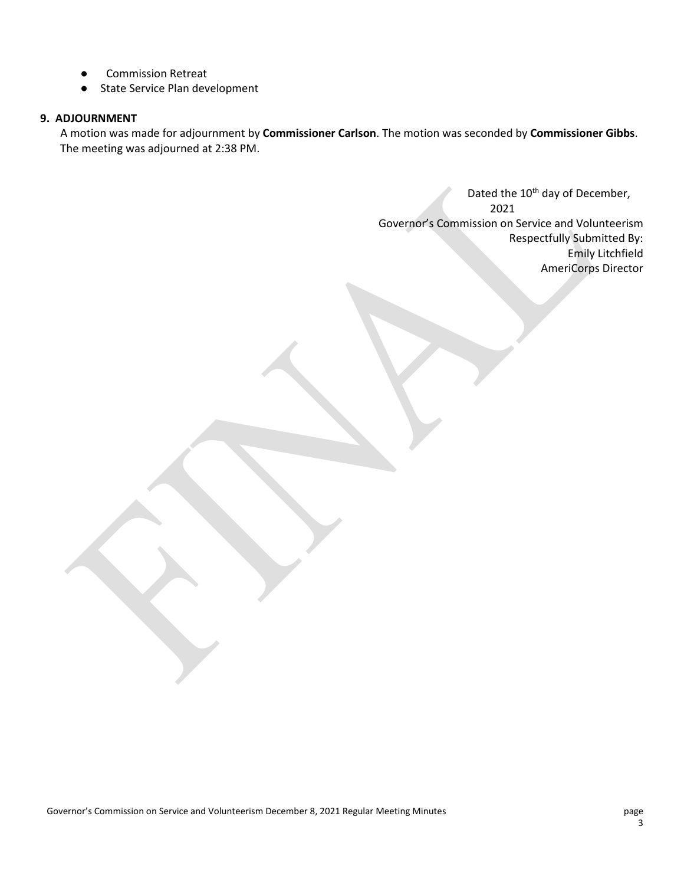- Commission Retreat
- State Service Plan development

**9. ADJOURNMENT**

A motion was made for adjournment by **Commissioner Carlson**. The motion was seconded by **Commissioner Gibbs**. The meeting was adjourned at 2:38 PM.

Dated the 10th day of December, 2021
Governor's Commission on Service and Volunteerism
Respectfully Submitted By:
Emily Litchfield
AmeriCorps Director